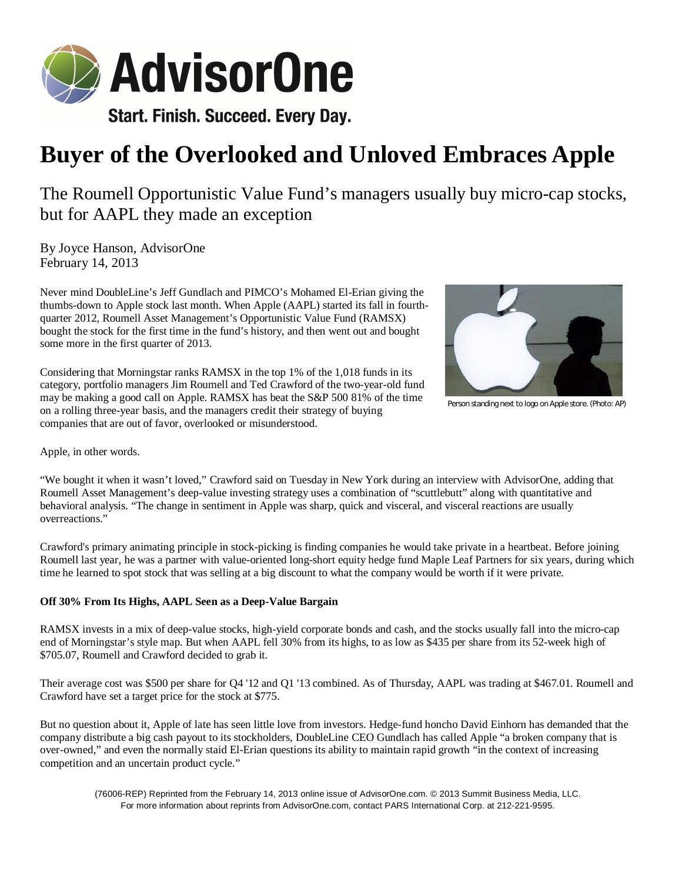# Buyer of the Overlooked and Unloved Embraces Apple

The Roumell Opportunistic Value Fund's managers usually buy micro-cap stocks, but for AAPL they made an exception

By Joyce Hanson, AdvisorOne
February 14, 2013

Never mind DoubleLine's Jeff Gundlach and PIMCO's Mohamed El-Erian giving the thumbs-down to Apple stock last month. When Apple (AAPL) started its fall in fourth-quarter 2012, Roumell Asset Management's Opportunistic Value Fund (RAMSX) bought the stock for the first time in the fund's history, and then went out and bought some more in the first quarter of 2013.

Person standing next to logo on Apple store. (Photo: AP)

Considering that Morningstar ranks RAMSX in the top 1% of the 1,018 funds in its category, portfolio managers Jim Roumell and Ted Crawford of the two-year-old fund may be making a good call on Apple. RAMSX has beat the S&P 500 81% of the time on a rolling three-year basis, and the managers credit their strategy of buying companies that are out of favor, overlooked or misunderstood.

Apple, in other words.

"We bought it when it wasn't loved," Crawford said on Tuesday in New York during an interview with AdvisorOne, adding that Roumell Asset Management's deep-value investing strategy uses a combination of "scuttlebutt" along with quantitative and behavioral analysis. "The change in sentiment in Apple was sharp, quick and visceral, and visceral reactions are usually overreactions."

Crawford's primary animating principle in stock-picking is finding companies he would take private in a heartbeat. Before joining Roumell last year, he was a partner with value-oriented long-short equity hedge fund Maple Leaf Partners for six years, during which time he learned to spot stock that was selling at a big discount to what the company would be worth if it were private.

**Off 30% From Its Highs, AAPL Seen as a Deep-Value Bargain**

RAMSX invests in a mix of deep-value stocks, high-yield corporate bonds and cash, and the stocks usually fall into the micro-cap end of Morningstar's style map. But when AAPL fell 30% from its highs, to as low as $435 per share from its 52-week high of $705.07, Roumell and Crawford decided to grab it.

Their average cost was $500 per share for Q4 '12 and Q1 '13 combined. As of Thursday, AAPL was trading at $467.01. Roumell and Crawford have set a target price for the stock at $775.

But no question about it, Apple of late has seen little love from investors. Hedge-fund honcho David Einhorn has demanded that the company distribute a big cash payout to its stockholders, DoubleLine CEO Gundlach has called Apple "a broken company that is over-owned," and even the normally staid El-Erian questions its ability to maintain rapid growth "in the context of increasing competition and an uncertain product cycle."

(76006-REP) Reprinted from the February 14, 2013 online issue of AdvisorOne.com. © 2013 Summit Business Media, LLC. For more information about reprints from AdvisorOne.com, contact PARS International Corp. at 212-221-9595.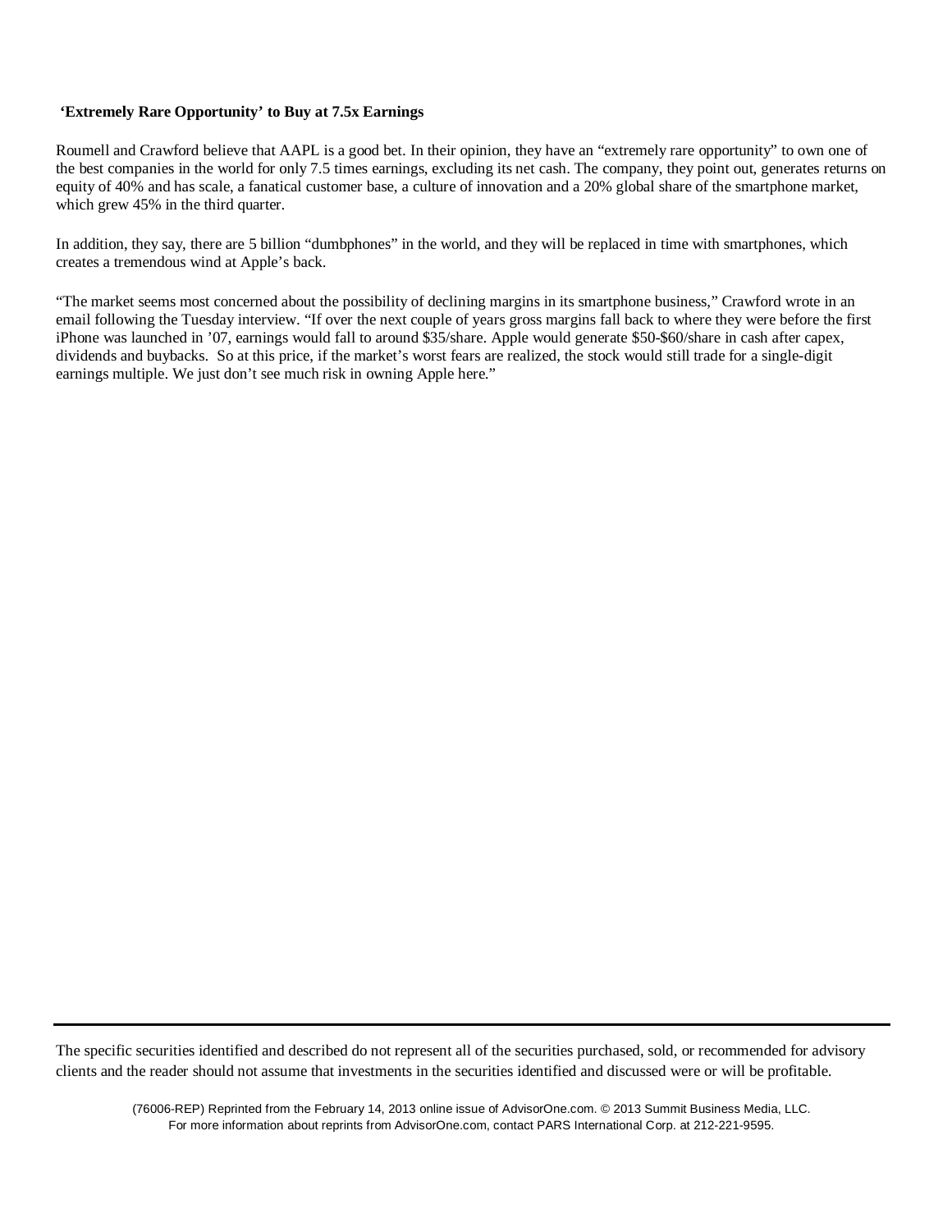### ‘Extremely Rare Opportunity’ to Buy at 7.5x Earnings

Roumell and Crawford believe that AAPL is a good bet. In their opinion, they have an “extremely rare opportunity” to own one of the best companies in the world for only 7.5 times earnings, excluding its net cash. The company, they point out, generates returns on equity of 40% and has scale, a fanatical customer base, a culture of innovation and a 20% global share of the smartphone market, which grew 45% in the third quarter.

In addition, they say, there are 5 billion “dumbphones” in the world, and they will be replaced in time with smartphones, which creates a tremendous wind at Apple’s back.

“The market seems most concerned about the possibility of declining margins in its smartphone business,” Crawford wrote in an email following the Tuesday interview. “If over the next couple of years gross margins fall back to where they were before the first iPhone was launched in ’07, earnings would fall to around $35/share. Apple would generate $50-$60/share in cash after capex, dividends and buybacks. So at this price, if the market’s worst fears are realized, the stock would still trade for a single-digit earnings multiple. We just don’t see much risk in owning Apple here.”

---

The specific securities identified and described do not represent all of the securities purchased, sold, or recommended for advisory clients and the reader should not assume that investments in the securities identified and discussed were or will be profitable.

(76006-REP) Reprinted from the February 14, 2013 online issue of AdvisorOne.com. © 2013 Summit Business Media, LLC. For more information about reprints from AdvisorOne.com, contact PARS International Corp. at 212-221-9595.